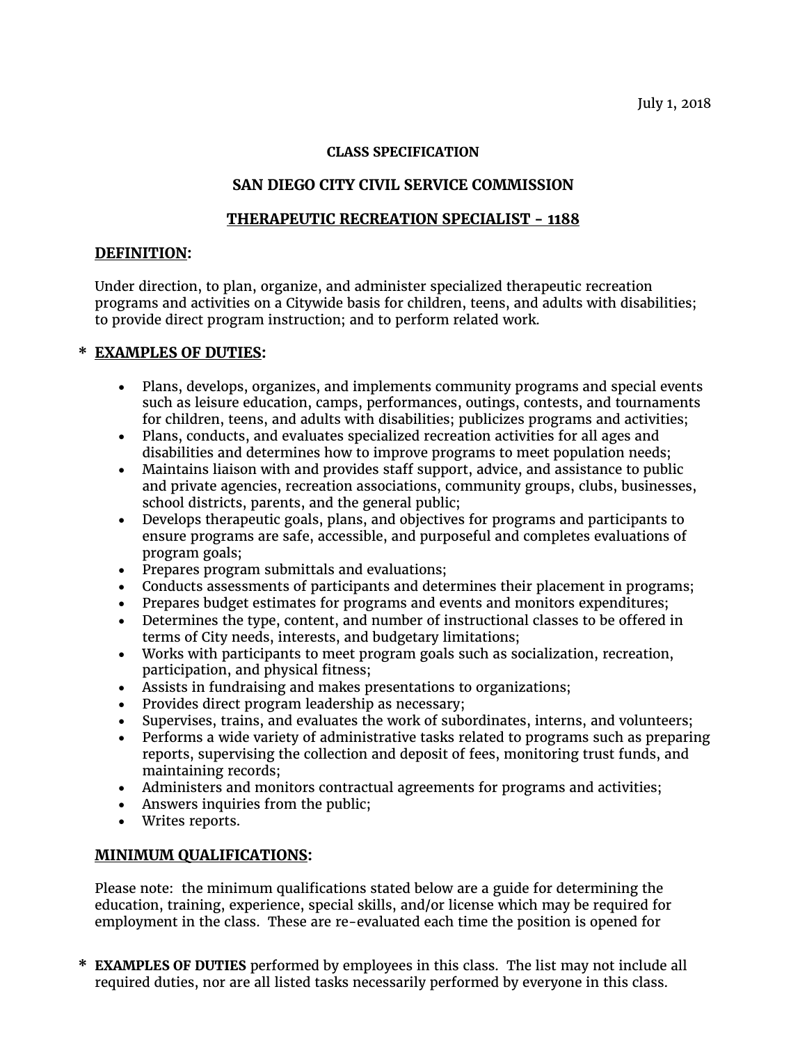July 1, 2018

**CLASS SPECIFICATION**

## SAN DIEGO CITY CIVIL SERVICE COMMISSION

## THERAPEUTIC RECREATION SPECIALIST - 1188

### DEFINITION:

Under direction, to plan, organize, and administer specialized therapeutic recreation programs and activities on a Citywide basis for children, teens, and adults with disabilities; to provide direct program instruction; and to perform related work.

### * EXAMPLES OF DUTIES:

- Plans, develops, organizes, and implements community programs and special events such as leisure education, camps, performances, outings, contests, and tournaments for children, teens, and adults with disabilities; publicizes programs and activities;
- Plans, conducts, and evaluates specialized recreation activities for all ages and disabilities and determines how to improve programs to meet population needs;
- Maintains liaison with and provides staff support, advice, and assistance to public and private agencies, recreation associations, community groups, clubs, businesses, school districts, parents, and the general public;
- Develops therapeutic goals, plans, and objectives for programs and participants to ensure programs are safe, accessible, and purposeful and completes evaluations of program goals;
- Prepares program submittals and evaluations;
- Conducts assessments of participants and determines their placement in programs;
- Prepares budget estimates for programs and events and monitors expenditures;
- Determines the type, content, and number of instructional classes to be offered in terms of City needs, interests, and budgetary limitations;
- Works with participants to meet program goals such as socialization, recreation, participation, and physical fitness;
- Assists in fundraising and makes presentations to organizations;
- Provides direct program leadership as necessary;
- Supervises, trains, and evaluates the work of subordinates, interns, and volunteers;
- Performs a wide variety of administrative tasks related to programs such as preparing reports, supervising the collection and deposit of fees, monitoring trust funds, and maintaining records;
- Administers and monitors contractual agreements for programs and activities;
- Answers inquiries from the public;
- Writes reports.

### MINIMUM QUALIFICATIONS:

Please note: the minimum qualifications stated below are a guide for determining the education, training, experience, special skills, and/or license which may be required for employment in the class. These are re-evaluated each time the position is opened for

\* **EXAMPLES OF DUTIES** performed by employees in this class. The list may not include all required duties, nor are all listed tasks necessarily performed by everyone in this class.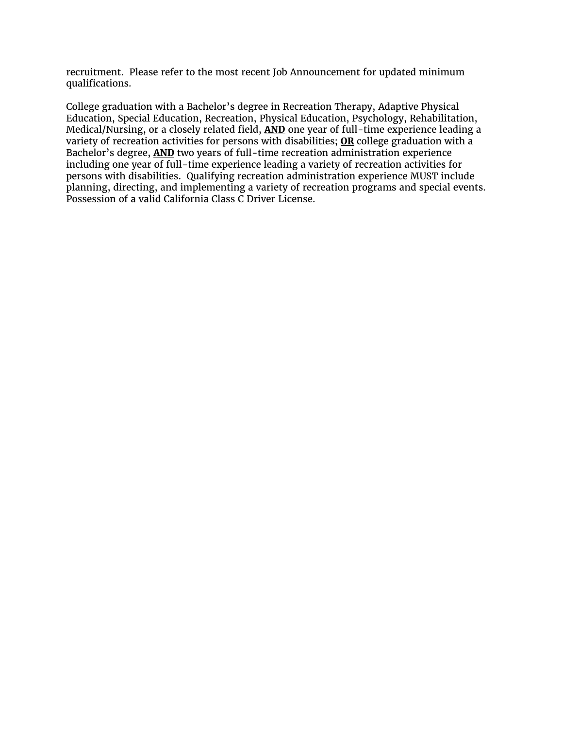recruitment. Please refer to the most recent Job Announcement for updated minimum qualifications.

College graduation with a Bachelor's degree in Recreation Therapy, Adaptive Physical Education, Special Education, Recreation, Physical Education, Psychology, Rehabilitation, Medical/Nursing, or a closely related field, **AND** one year of full-time experience leading a variety of recreation activities for persons with disabilities; **OR** college graduation with a Bachelor's degree, **AND** two years of full-time recreation administration experience including one year of full-time experience leading a variety of recreation activities for persons with disabilities. Qualifying recreation administration experience MUST include planning, directing, and implementing a variety of recreation programs and special events. Possession of a valid California Class C Driver License.